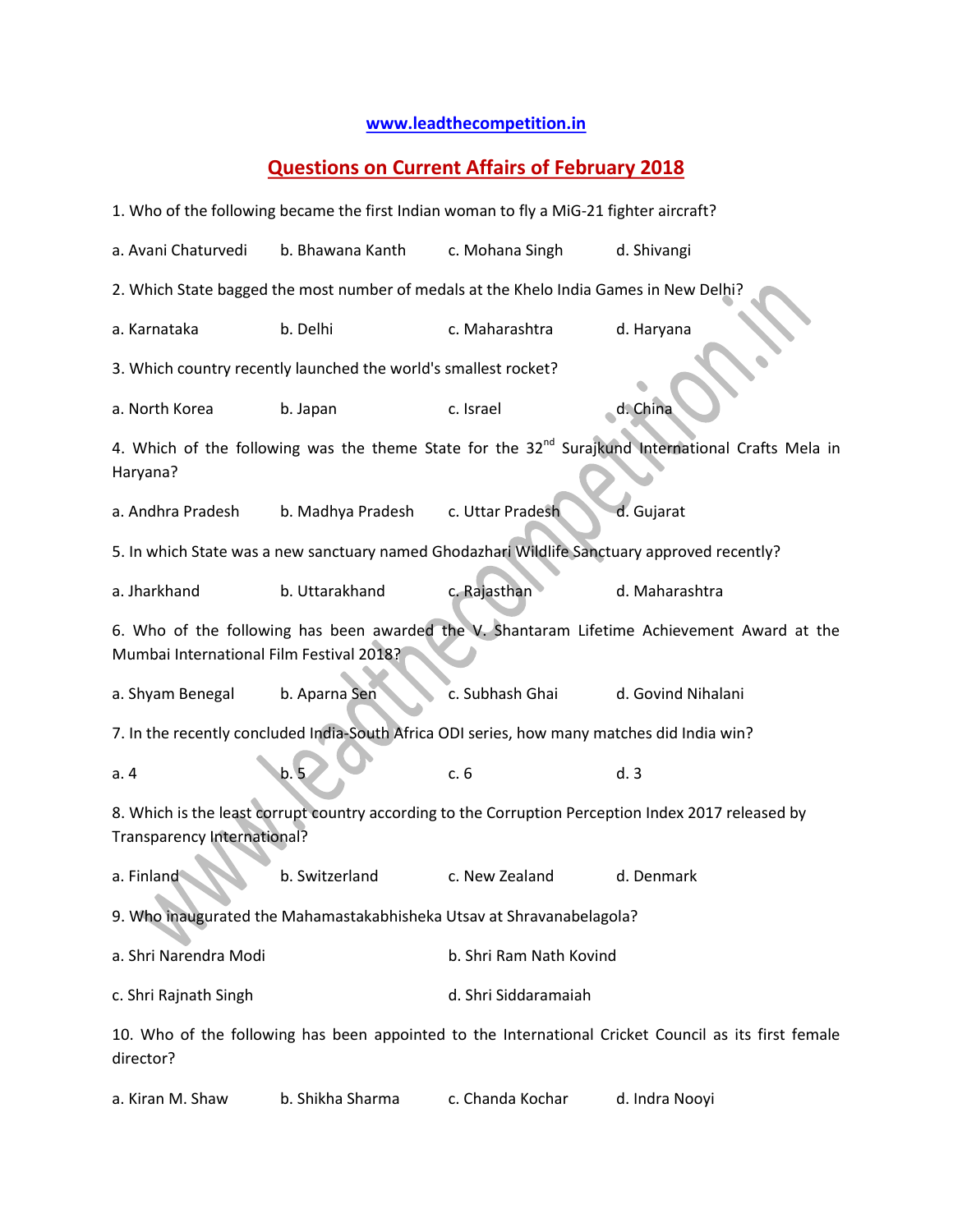www.leadthecompetition.in

# Questions on Current Affairs of February 2018

1. Who of the following became the first Indian woman to fly a MiG-21 fighter aircraft?

a. Avani Chaturvedi b. Bhawana Kanth c. Mohana Singh d. Shivangi

2. Which State bagged the most number of medals at the Khelo India Games in New Delhi?

a. Karnataka b. Delhi c. Maharashtra d. Haryana

3. Which country recently launched the world's smallest rocket?

a. North Korea b. Japan c. Israel d. China

4. Which of the following was the theme State for the 32nd Surajkund International Crafts Mela in Haryana?

a. Andhra Pradesh b. Madhya Pradesh c. Uttar Pradesh d. Gujarat

5. In which State was a new sanctuary named Ghodazhari Wildlife Sanctuary approved recently?

a. Jharkhand b. Uttarakhand c. Rajasthan d. Maharashtra

6. Who of the following has been awarded the V. Shantaram Lifetime Achievement Award at the Mumbai International Film Festival 2018?

a. Shyam Benegal b. Aparna Sen c. Subhash Ghai d. Govind Nihalani

7. In the recently concluded India-South Africa ODI series, how many matches did India win?

a. 4 b. 5 c. 6 d. 3

8. Which is the least corrupt country according to the Corruption Perception Index 2017 released by Transparency International?

a. Finland b. Switzerland c. New Zealand d. Denmark

9. Who inaugurated the Mahamastakabhisheka Utsav at Shravanabelagola?

a. Shri Narendra Modi b. Shri Ram Nath Kovind

c. Shri Rajnath Singh d. Shri Siddaramaiah

10. Who of the following has been appointed to the International Cricket Council as its first female director?

a. Kiran M. Shaw b. Shikha Sharma c. Chanda Kochar d. Indra Nooyi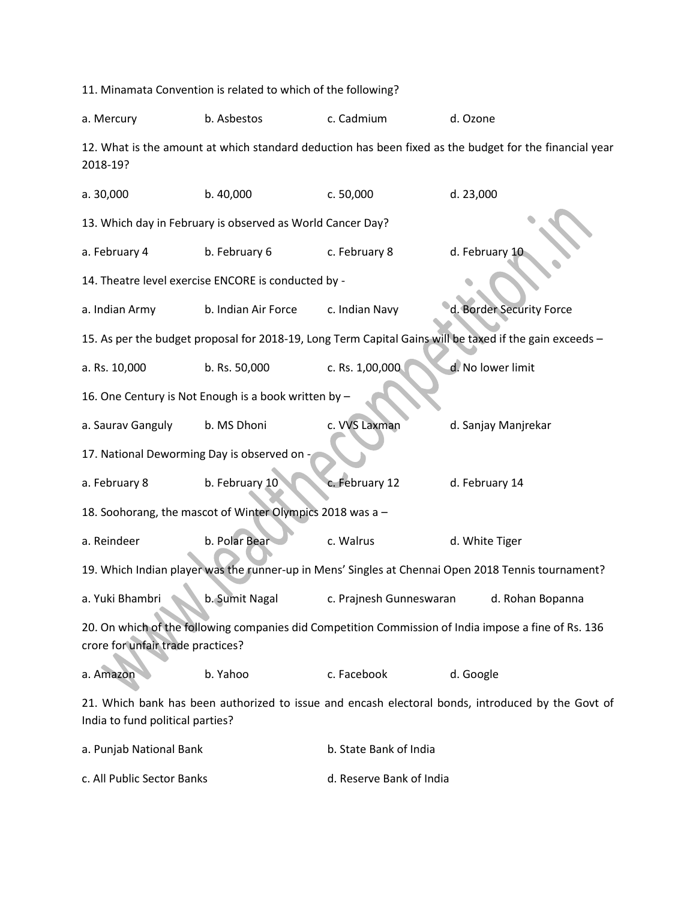11. Minamata Convention is related to which of the following?

a. Mercury b. Asbestos c. Cadmium d. Ozone

12. What is the amount at which standard deduction has been fixed as the budget for the financial year 2018-19?

a. 30,000 b. 40,000 c. 50,000 d. 23,000

13. Which day in February is observed as World Cancer Day?

a. February 4 b. February 6 c. February 8 d. February 10

14. Theatre level exercise ENCORE is conducted by -

a. Indian Army b. Indian Air Force c. Indian Navy d. Border Security Force

15. As per the budget proposal for 2018-19, Long Term Capital Gains will be taxed if the gain exceeds –

a. Rs. 10,000 b. Rs. 50,000 c. Rs. 1,00,000 d. No lower limit

16. One Century is Not Enough is a book written by –

a. Saurav Ganguly b. MS Dhoni c. VVS Laxman d. Sanjay Manjrekar

17. National Deworming Day is observed on -

a. February 8 b. February 10 c. February 12 d. February 14

18. Soohorang, the mascot of Winter Olympics 2018 was a –

a. Reindeer b. Polar Bear c. Walrus d. White Tiger

19. Which Indian player was the runner-up in Mens' Singles at Chennai Open 2018 Tennis tournament?

a. Yuki Bhambri b. Sumit Nagal c. Prajnesh Gunneswaran d. Rohan Bopanna

20. On which of the following companies did Competition Commission of India impose a fine of Rs. 136 crore for unfair trade practices?

a. Amazon b. Yahoo c. Facebook d. Google

21. Which bank has been authorized to issue and encash electoral bonds, introduced by the Govt of India to fund political parties?

a. Punjab National Bank b. State Bank of India

c. All Public Sector Banks d. Reserve Bank of India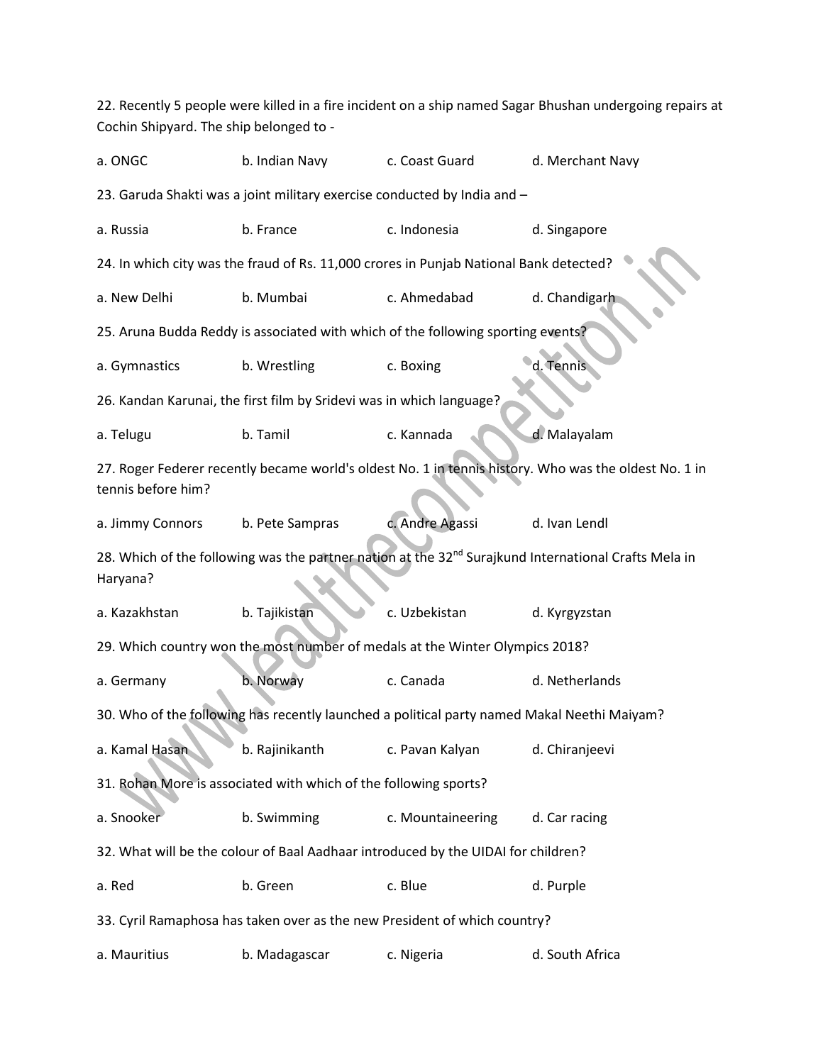22. Recently 5 people were killed in a fire incident on a ship named Sagar Bhushan undergoing repairs at Cochin Shipyard. The ship belonged to -

a. ONGC b. Indian Navy c. Coast Guard d. Merchant Navy

23. Garuda Shakti was a joint military exercise conducted by India and –

a. Russia b. France c. Indonesia d. Singapore

24. In which city was the fraud of Rs. 11,000 crores in Punjab National Bank detected?

a. New Delhi b. Mumbai c. Ahmedabad d. Chandigarh

25. Aruna Budda Reddy is associated with which of the following sporting events?

a. Gymnastics b. Wrestling c. Boxing d. Tennis

26. Kandan Karunai, the first film by Sridevi was in which language?

a. Telugu b. Tamil c. Kannada d. Malayalam

27. Roger Federer recently became world's oldest No. 1 in tennis history. Who was the oldest No. 1 in tennis before him?

a. Jimmy Connors b. Pete Sampras c. Andre Agassi d. Ivan Lendl

28. Which of the following was the partner nation at the 32nd Surajkund International Crafts Mela in Haryana?

a. Kazakhstan b. Tajikistan c. Uzbekistan d. Kyrgyzstan

29. Which country won the most number of medals at the Winter Olympics 2018?

a. Germany b. Norway c. Canada d. Netherlands

30. Who of the following has recently launched a political party named Makal Neethi Maiyam?

a. Kamal Hasan b. Rajinikanth c. Pavan Kalyan d. Chiranjeevi

31. Rohan More is associated with which of the following sports?

a. Snooker b. Swimming c. Mountaineering d. Car racing

32. What will be the colour of Baal Aadhaar introduced by the UIDAI for children?

a. Red b. Green c. Blue d. Purple

33. Cyril Ramaphosa has taken over as the new President of which country?

a. Mauritius b. Madagascar c. Nigeria d. South Africa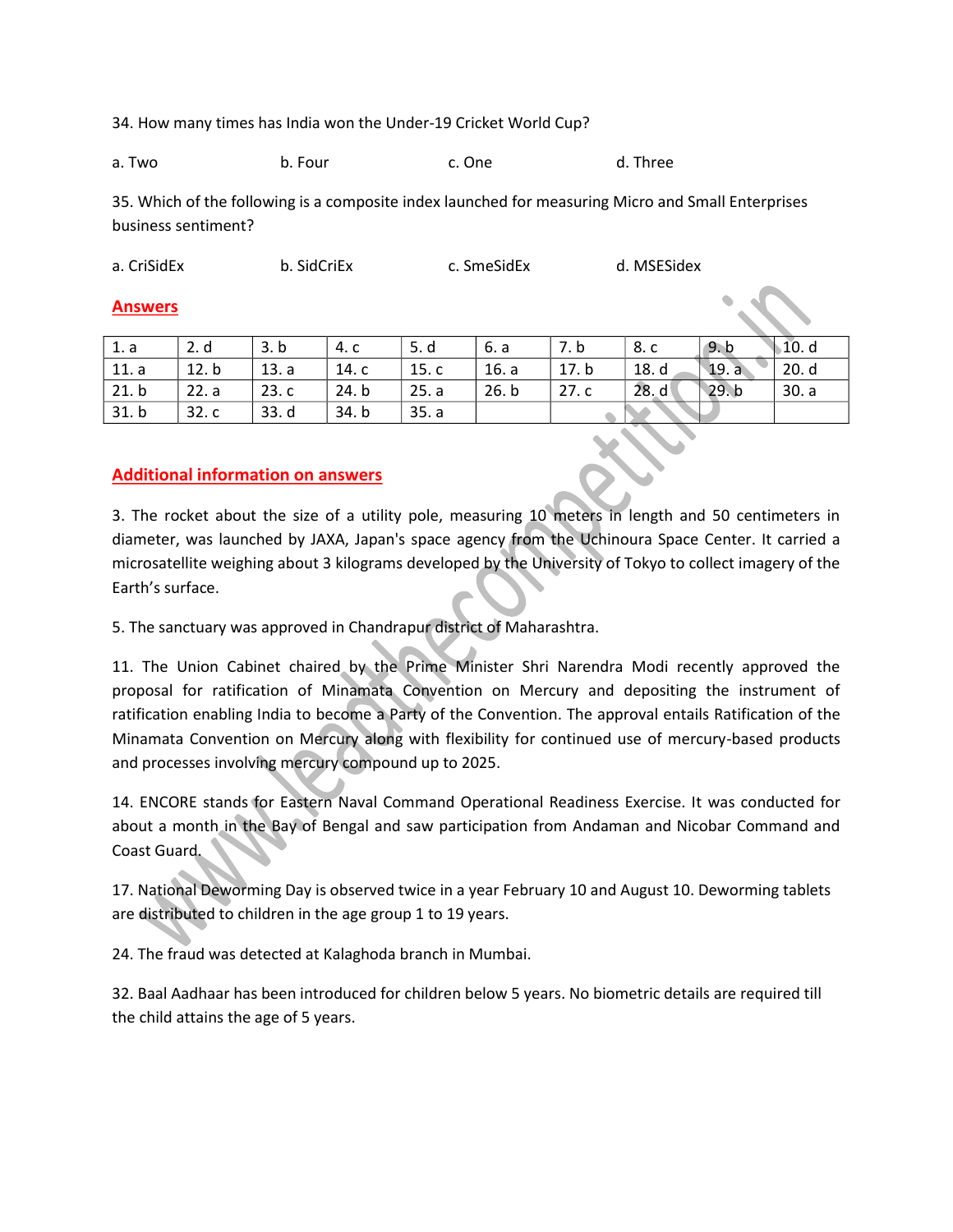34. How many times has India won the Under-19 Cricket World Cup?

a. Two b. Four c. One d. Three

35. Which of the following is a composite index launched for measuring Micro and Small Enterprises business sentiment?

a. CriSidEx b. SidCriEx c. SmeSidEx d. MSESidex

## Answers

| | | | | | | | | | |
|---|---|---|---|---|---|---|---|---|---|
| 1. a | 2. d | 3. b | 4. c | 5. d | 6. a | 7. b | 8. c | 9. b | 10. d |
| 11. a | 12. b | 13. a | 14. c | 15. c | 16. a | 17. b | 18. d | 19. a | 20. d |
| 21. b | 22. a | 23. c | 24. b | 25. a | 26. b | 27. c | 28. d | 29. b | 30. a |
| 31. b | 32. c | 33. d | 34. b | 35. a | | | | | |

## Additional information on answers

3. The rocket about the size of a utility pole, measuring 10 meters in length and 50 centimeters in diameter, was launched by JAXA, Japan's space agency from the Uchinoura Space Center. It carried a microsatellite weighing about 3 kilograms developed by the University of Tokyo to collect imagery of the Earth's surface.

5. The sanctuary was approved in Chandrapur district of Maharashtra.

11. The Union Cabinet chaired by the Prime Minister Shri Narendra Modi recently approved the proposal for ratification of Minamata Convention on Mercury and depositing the instrument of ratification enabling India to become a Party of the Convention. The approval entails Ratification of the Minamata Convention on Mercury along with flexibility for continued use of mercury-based products and processes involving mercury compound up to 2025.

14. ENCORE stands for Eastern Naval Command Operational Readiness Exercise. It was conducted for about a month in the Bay of Bengal and saw participation from Andaman and Nicobar Command and Coast Guard.

17. National Deworming Day is observed twice in a year February 10 and August 10. Deworming tablets are distributed to children in the age group 1 to 19 years.

24. The fraud was detected at Kalaghoda branch in Mumbai.

32. Baal Aadhaar has been introduced for children below 5 years. No biometric details are required till the child attains the age of 5 years.